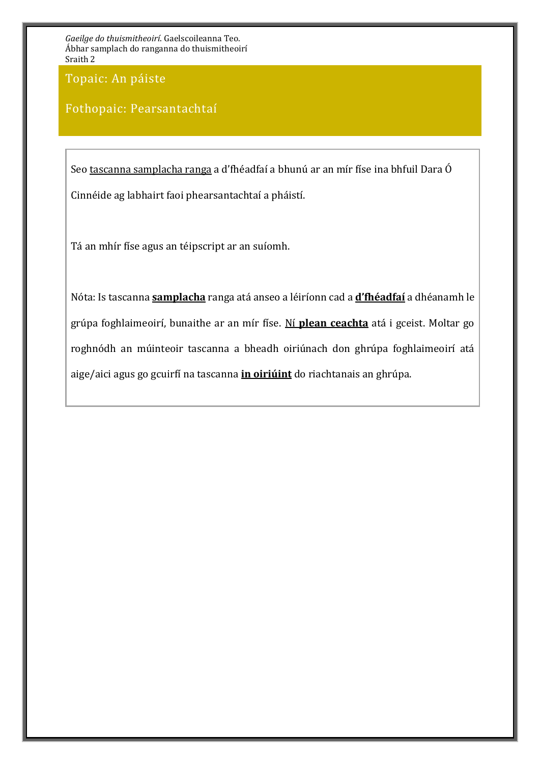*Gaeilge do thuismitheoirí*. Gaelscoileanna Teo.
Ábhar samplach do ranganna do thuismitheoirí
Sraith 2

## Topaic: An páiste

## Fothopaic: Pearsantachtaí

Seo tascanna samplacha ranga a d'fhéadfaí a bhunú ar an mír físe ina bhfuil Dara Ó Cinnéide ag labhairt faoi phearsantachtaí a pháistí.

Tá an mhír físe agus an téipscript ar an suíomh.

Nóta: Is tascanna **samplacha** ranga atá anseo a léiríonn cad a **d'fhéadfaí** a dhéanamh le grúpa foghlaimeoirí, bunaithe ar an mír físe. Ní **plean ceachta** atá i gceist. Moltar go roghnódh an múinteoir tascanna a bheadh oiriúnach don ghrúpa foghlaimeoirí atá aige/aici agus go gcuirfí na tascanna **in oiriúint** do riachtanais an ghrúpa.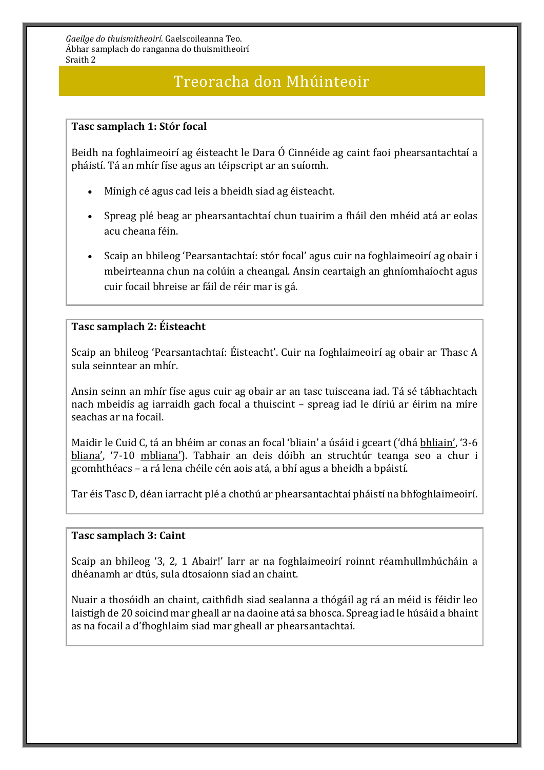# Treoracha don Mhúinteoir

**Tasc samplach 1: Stór focal**

Beidh na foghlaimeoirí ag éisteacht le Dara Ó Cinnéide ag caint faoi phearsantachtaí a pháistí. Tá an mhír físe agus an téipscript ar an suíomh.

- Mínigh cé agus cad leis a bheidh siad ag éisteacht.
- Spreag plé beag ar phearsantachtaí chun tuairim a fháil den mhéid atá ar eolas acu cheana féin.
- Scaip an bhileog 'Pearsantachtaí: stór focal' agus cuir na foghlaimeoirí ag obair i mbeirteanna chun na colúin a cheangal. Ansin ceartaigh an ghníomhaíocht agus cuir focail bhreise ar fáil de réir mar is gá.

**Tasc samplach 2: Éisteacht**

Scaip an bhileog 'Pearsantachtaí: Éisteacht'. Cuir na foghlaimeoirí ag obair ar Thasc A sula seinntear an mhír.

Ansin seinn an mhír físe agus cuir ag obair ar an tasc tuisceana iad. Tá sé tábhachtach nach mbeidís ag iarraidh gach focal a thuiscint – spreag iad le díriú ar éirim na míre seachas ar na focail.

Maidir le Cuid C, tá an bhéim ar conas an focal 'bliain' a úsáid i gceart ('dhá bhliain', '3-6 bliana', '7-10 mbliana'). Tabhair an deis dóibh an struchtúr teanga seo a chur i gcomhthéacs – a rá lena chéile cén aois atá, a bhí agus a bheidh a bpáistí.

Tar éis Tasc D, déan iarracht plé a chothú ar phearsantachtaí pháistí na bhfoghlaimeoirí.

**Tasc samplach 3: Caint**

Scaip an bhileog '3, 2, 1 Abair!' Iarr ar na foghlaimeoirí roinnt réamhullmhúcháin a dhéanamh ar dtús, sula dtosaíonn siad an chaint.

Nuair a thosóidh an chaint, caithfidh siad sealanna a thógáil ag rá an méid is féidir leo laistigh de 20 soicind mar gheall ar na daoine atá sa bhosca. Spreag iad le húsáid a bhaint as na focail a d'fhoghlaim siad mar gheall ar phearsantachtaí.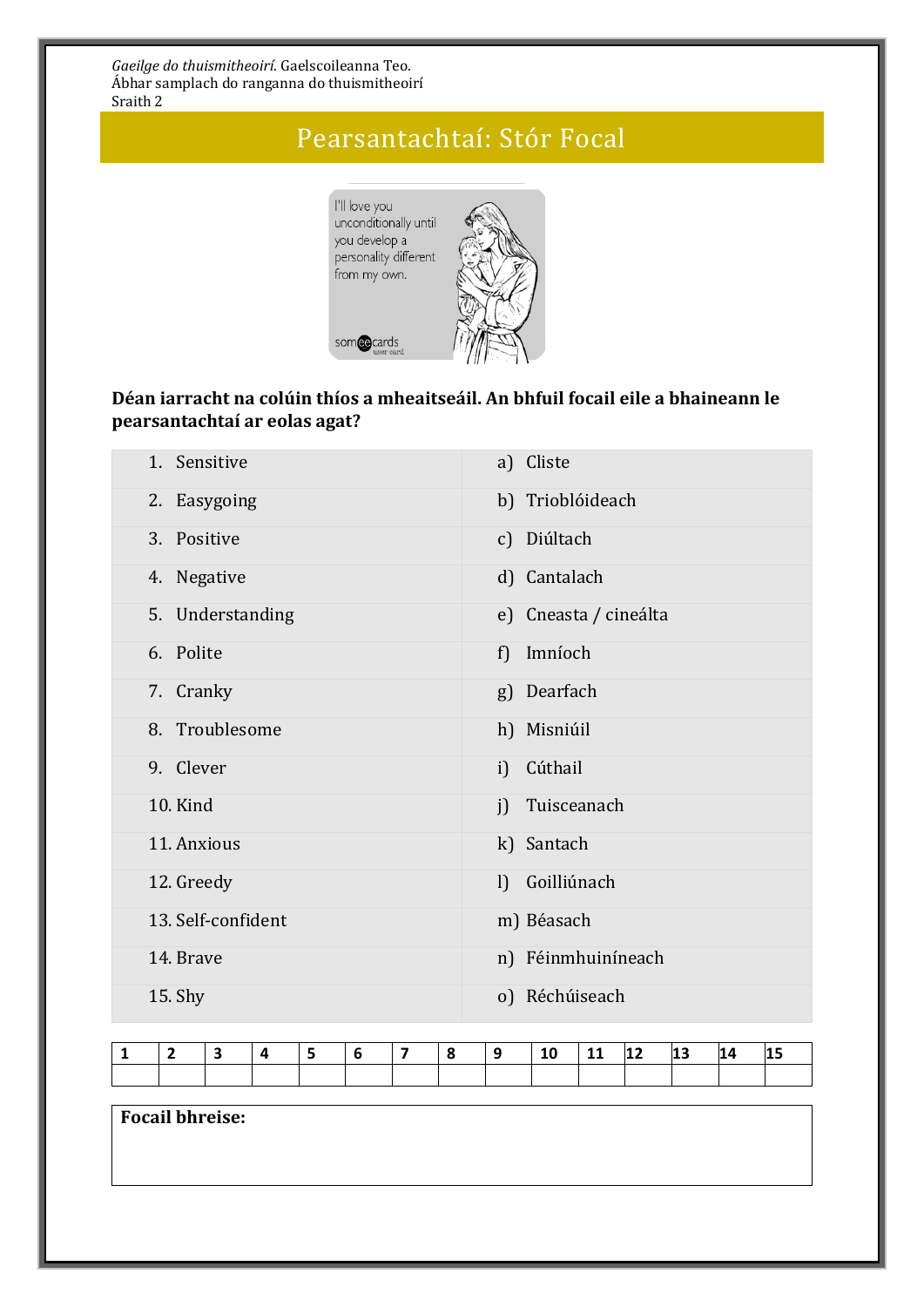*Gaeilge do thuismitheoirí*. Gaelscoileanna Teo.
Ábhar samplach do ranganna do thuismitheoirí
Sraith 2

# Pearsantachtaí: Stór Focal

**Déan iarracht na colúin thíos a mheaitseáil. An bhfuil focail eile a bhaineann le pearsantachtaí ar eolas agat?**

| | |
|---|---|
| 1. Sensitive | a) Cliste |
| 2. Easygoing | b) Trioblóideach |
| 3. Positive | c) Diúltach |
| 4. Negative | d) Cantalach |
| 5. Understanding | e) Cneasta / cineálta |
| 6. Polite | f) Imníoch |
| 7. Cranky | g) Dearfach |
| 8. Troublesome | h) Misniúil |
| 9. Clever | i) Cúthail |
| 10. Kind | j) Tuisceanach |
| 11. Anxious | k) Santach |
| 12. Greedy | l) Goilliúnach |
| 13. Self-confident | m) Béasach |
| 14. Brave | n) Féinmhuiníneach |
| 15. Shy | o) Réchúiseach |

| 1 | 2 | 3 | 4 | 5 | 6 | 7 | 8 | 9 | 10 | 11 | 12 | 13 | 14 | 15 |
|---|---|---|---|---|---|---|---|---|---|---|---|---|---|---|
| | | | | | | | | | | | | | | |

**Focail bhreise:**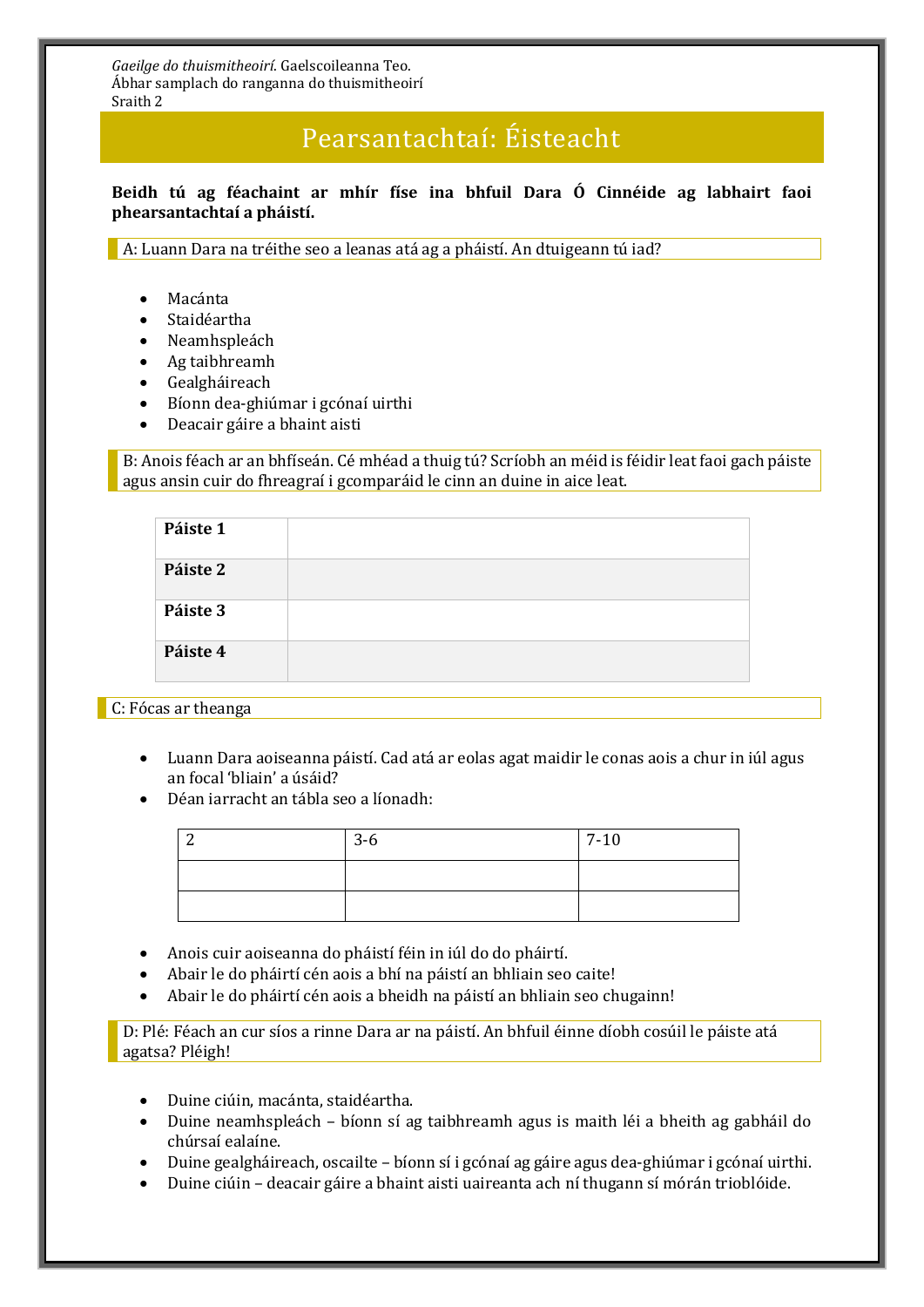*Gaeilge do thuismitheoirí*. Gaelscoileanna Teo.
Ábhar samplach do ranganna do thuismitheoirí
Sraith 2

# Pearsantachtaí: Éisteacht

**Beidh tú ag féachaint ar mhír físe ina bhfuil Dara Ó Cinnéide ag labhairt faoi phearsantachtaí a pháistí.**

## A: Luann Dara na tréithe seo a leanas atá ag a pháistí. An dtuigeann tú iad?

- Macánta
- Staidéartha
- Neamhspleách
- Ag taibhreamh
- Gealgháireach
- Bíonn dea-ghiúmar i gcónaí uirthi
- Deacair gáire a bhaint aisti

## B: Anois féach ar an bhfíseán. Cé mhéad a thuig tú? Scríobh an méid is féidir leat faoi gach páiste agus ansin cuir do fhreagraí i gcomparáid le cinn an duine in aice leat.

| | |
|---|---|
| **Páiste 1** | |
| **Páiste 2** | |
| **Páiste 3** | |
| **Páiste 4** | |

## C: Fócas ar theanga

- Luann Dara aoiseanna páistí. Cad atá ar eolas agat maidir le conas aois a chur in iúl agus an focal 'bliain' a úsáid?
- Déan iarracht an tábla seo a líonadh:

| 2 | 3-6 | 7-10 |
|---|---|---|
| | | |
| | | |

- Anois cuir aoiseanna do pháistí féin in iúl do do pháirtí.
- Abair le do pháirtí cén aois a bhí na páistí an bhliain seo caite!
- Abair le do pháirtí cén aois a bheidh na páistí an bhliain seo chugainn!

## D: Plé: Féach an cur síos a rinne Dara ar na páistí. An bhfuil éinne díobh cosúil le páiste atá agatsa? Pléigh!

- Duine ciúin, macánta, staidéartha.
- Duine neamhspleách – bíonn sí ag taibhreamh agus is maith léi a bheith ag gabháil do chúrsaí ealaíne.
- Duine gealgháireach, oscailte – bíonn sí i gcónaí ag gáire agus dea-ghiúmar i gcónaí uirthi.
- Duine ciúin – deacair gáire a bhaint aisti uaireanta ach ní thugann sí mórán trioblóide.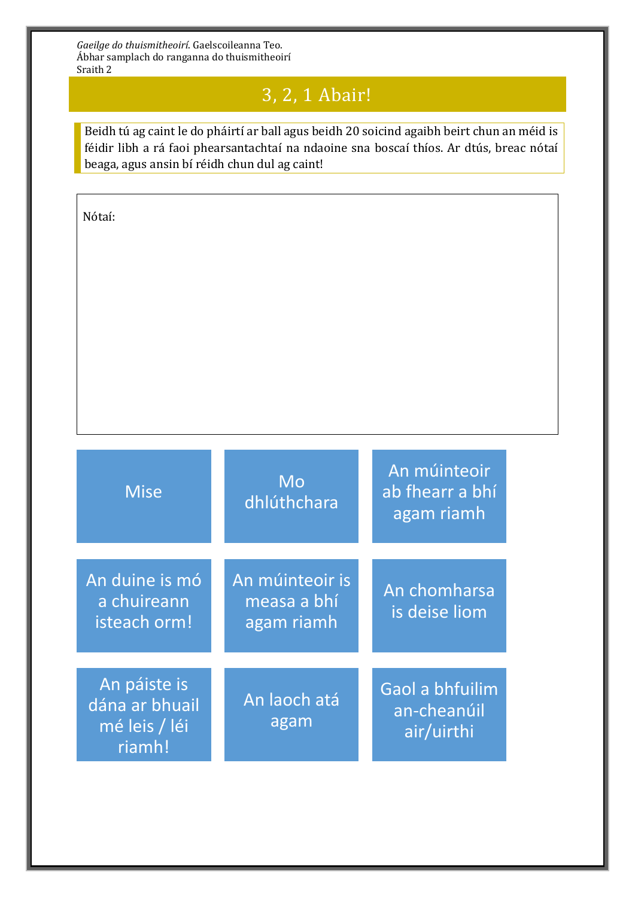*Gaeilge do thuismitheoirí*. Gaelscoileanna Teo.
Ábhar samplach do ranganna do thuismitheoirí
Sraith 2

# 3, 2, 1 Abair!

Beidh tú ag caint le do pháirtí ar ball agus beidh 20 soicind agaibh beirt chun an méid is féidir libh a rá faoi phearsantachtaí na ndaoine sna boscaí thíos. Ar dtús, breac nótaí beaga, agus ansin bí réidh chun dul ag caint!

Nótaí:

| | | |
|---|---|---|
| Mise | Mo dhlúthchara | An múinteoir ab fhearr a bhí agam riamh |
| An duine is mó a chuireann isteach orm! | An múinteoir is measa a bhí agam riamh | An chomharsa is deise liom |
| An páiste is dána ar bhuail mé leis / léi riamh! | An laoch atá agam | Gaol a bhfuilim an-cheanúil air/uirthi |